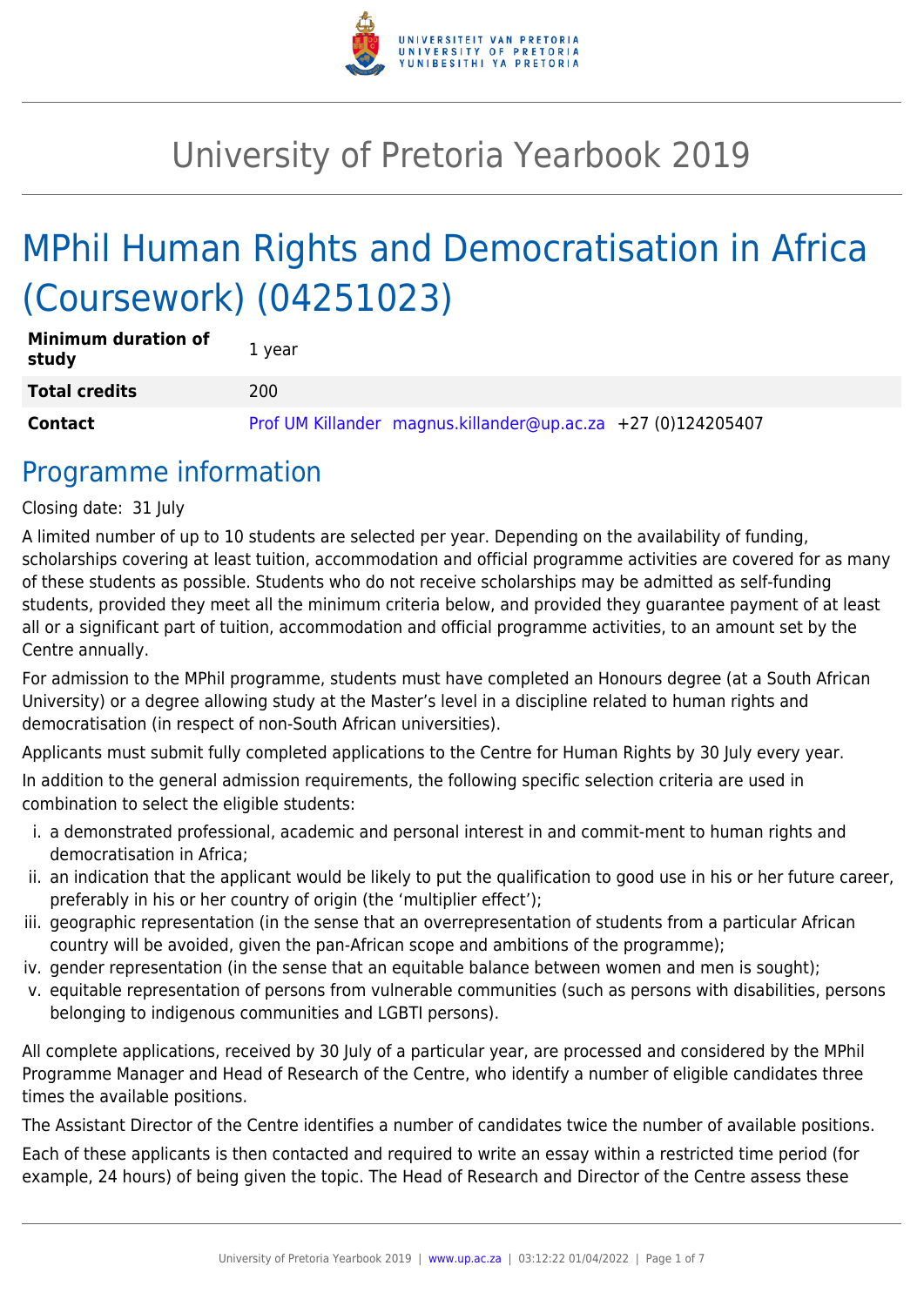# University of Pretoria Yearbook 2019

# MPhil Human Rights and Democratisation in Africa (Coursework) (04251023)

| | |
|---|---|
| **Minimum duration of study** | 1 year |
| **Total credits** | 200 |
| **Contact** | Prof UM Killander magnus.killander@up.ac.za +27 (0)124205407 |

## Programme information

Closing date: 31 July

A limited number of up to 10 students are selected per year. Depending on the availability of funding, scholarships covering at least tuition, accommodation and official programme activities are covered for as many of these students as possible. Students who do not receive scholarships may be admitted as self-funding students, provided they meet all the minimum criteria below, and provided they guarantee payment of at least all or a significant part of tuition, accommodation and official programme activities, to an amount set by the Centre annually.

For admission to the MPhil programme, students must have completed an Honours degree (at a South African University) or a degree allowing study at the Master's level in a discipline related to human rights and democratisation (in respect of non-South African universities).

Applicants must submit fully completed applications to the Centre for Human Rights by 30 July every year.

In addition to the general admission requirements, the following specific selection criteria are used in combination to select the eligible students:

i. a demonstrated professional, academic and personal interest in and commit-ment to human rights and democratisation in Africa;
ii. an indication that the applicant would be likely to put the qualification to good use in his or her future career, preferably in his or her country of origin (the 'multiplier effect');
iii. geographic representation (in the sense that an overrepresentation of students from a particular African country will be avoided, given the pan-African scope and ambitions of the programme);
iv. gender representation (in the sense that an equitable balance between women and men is sought);
v. equitable representation of persons from vulnerable communities (such as persons with disabilities, persons belonging to indigenous communities and LGBTI persons).

All complete applications, received by 30 July of a particular year, are processed and considered by the MPhil Programme Manager and Head of Research of the Centre, who identify a number of eligible candidates three times the available positions.

The Assistant Director of the Centre identifies a number of candidates twice the number of available positions.

Each of these applicants is then contacted and required to write an essay within a restricted time period (for example, 24 hours) of being given the topic. The Head of Research and Director of the Centre assess these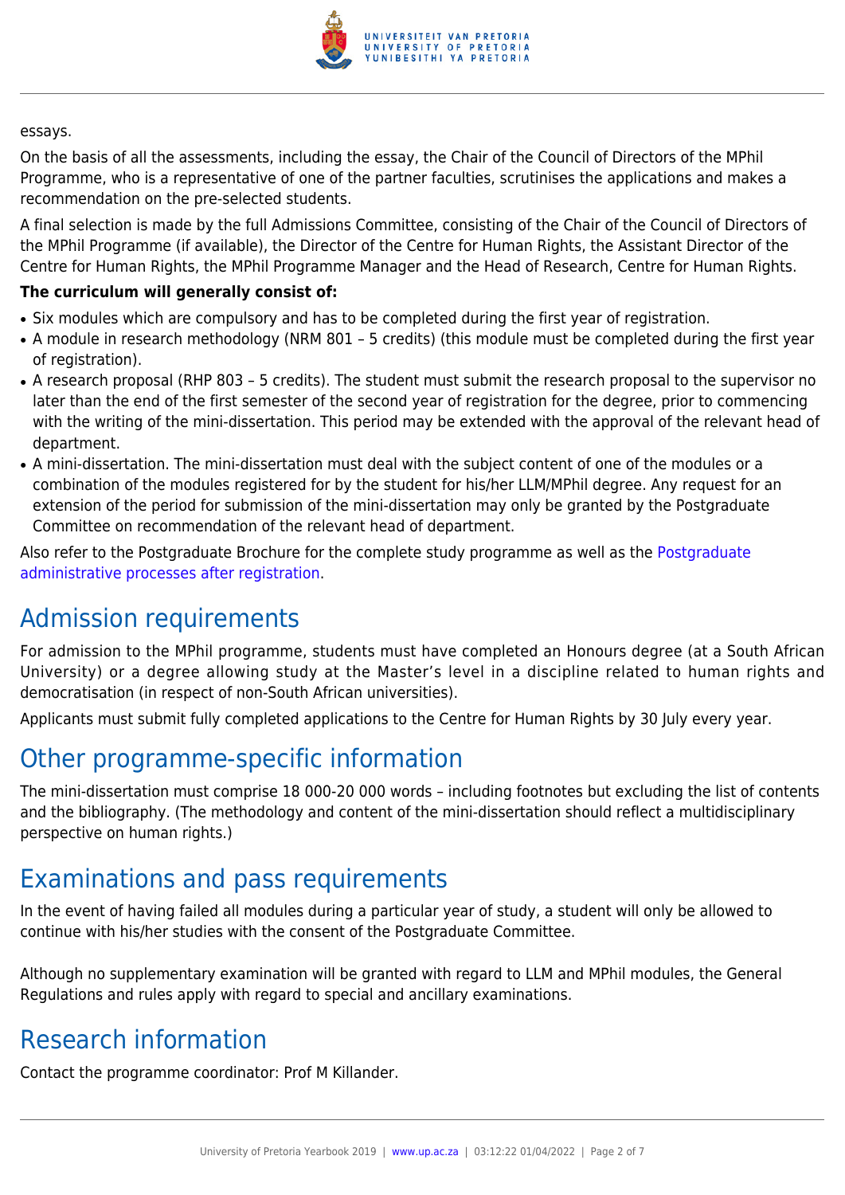essays.

On the basis of all the assessments, including the essay, the Chair of the Council of Directors of the MPhil Programme, who is a representative of one of the partner faculties, scrutinises the applications and makes a recommendation on the pre-selected students.

A final selection is made by the full Admissions Committee, consisting of the Chair of the Council of Directors of the MPhil Programme (if available), the Director of the Centre for Human Rights, the Assistant Director of the Centre for Human Rights, the MPhil Programme Manager and the Head of Research, Centre for Human Rights.

**The curriculum will generally consist of:**

- Six modules which are compulsory and has to be completed during the first year of registration.
- A module in research methodology (NRM 801 – 5 credits) (this module must be completed during the first year of registration).
- A research proposal (RHP 803 – 5 credits). The student must submit the research proposal to the supervisor no later than the end of the first semester of the second year of registration for the degree, prior to commencing with the writing of the mini-dissertation. This period may be extended with the approval of the relevant head of department.
- A mini-dissertation. The mini-dissertation must deal with the subject content of one of the modules or a combination of the modules registered for by the student for his/her LLM/MPhil degree. Any request for an extension of the period for submission of the mini-dissertation may only be granted by the Postgraduate Committee on recommendation of the relevant head of department.

Also refer to the Postgraduate Brochure for the complete study programme as well as the Postgraduate administrative processes after registration.

## Admission requirements

For admission to the MPhil programme, students must have completed an Honours degree (at a South African University) or a degree allowing study at the Master's level in a discipline related to human rights and democratisation (in respect of non-South African universities).

Applicants must submit fully completed applications to the Centre for Human Rights by 30 July every year.

## Other programme-specific information

The mini-dissertation must comprise 18 000-20 000 words – including footnotes but excluding the list of contents and the bibliography. (The methodology and content of the mini-dissertation should reflect a multidisciplinary perspective on human rights.)

## Examinations and pass requirements

In the event of having failed all modules during a particular year of study, a student will only be allowed to continue with his/her studies with the consent of the Postgraduate Committee.

Although no supplementary examination will be granted with regard to LLM and MPhil modules, the General Regulations and rules apply with regard to special and ancillary examinations.

## Research information

Contact the programme coordinator: Prof M Killander.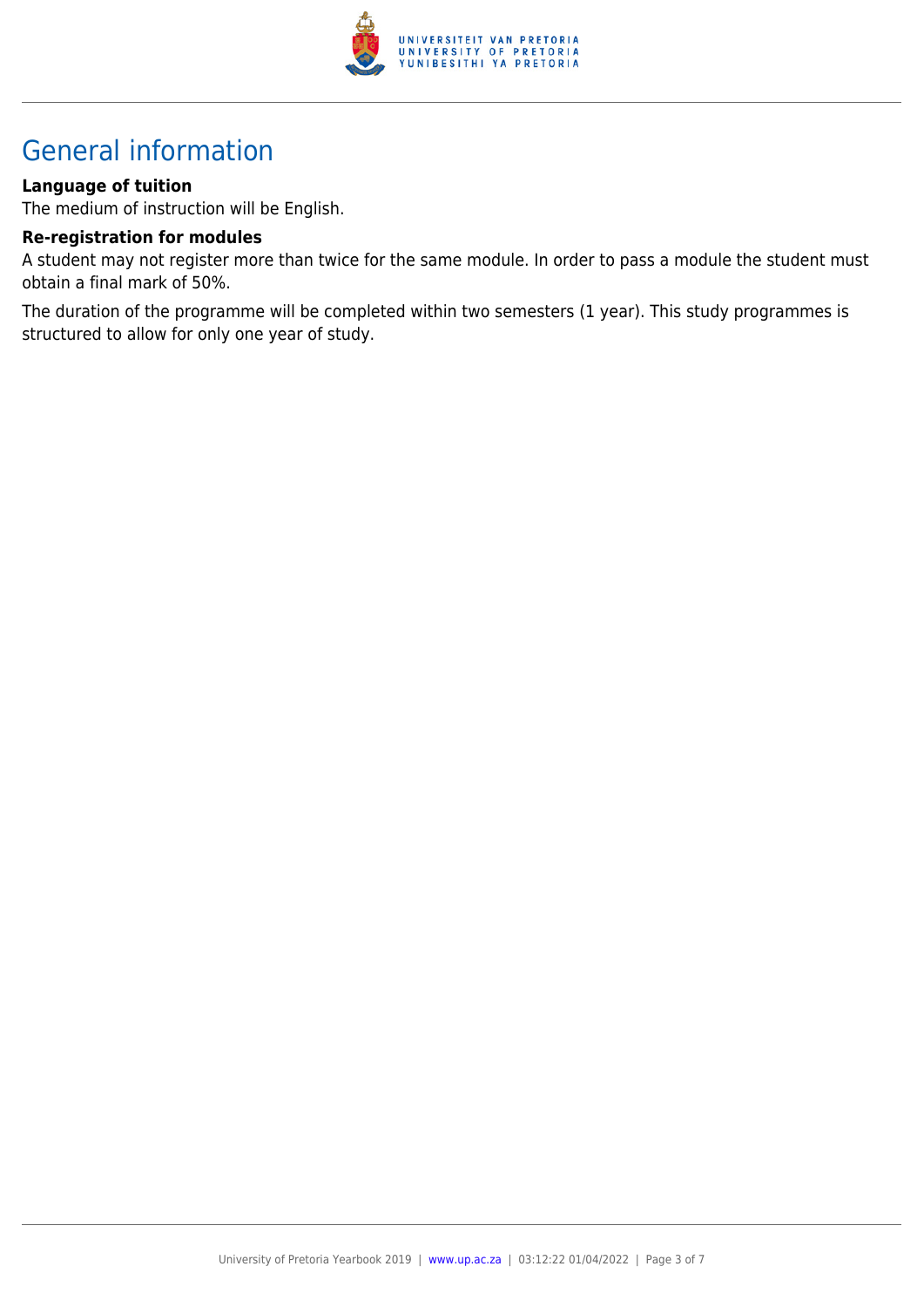# General information

**Language of tuition**

The medium of instruction will be English.

**Re-registration for modules**

A student may not register more than twice for the same module. In order to pass a module the student must obtain a final mark of 50%.

The duration of the programme will be completed within two semesters (1 year). This study programmes is structured to allow for only one year of study.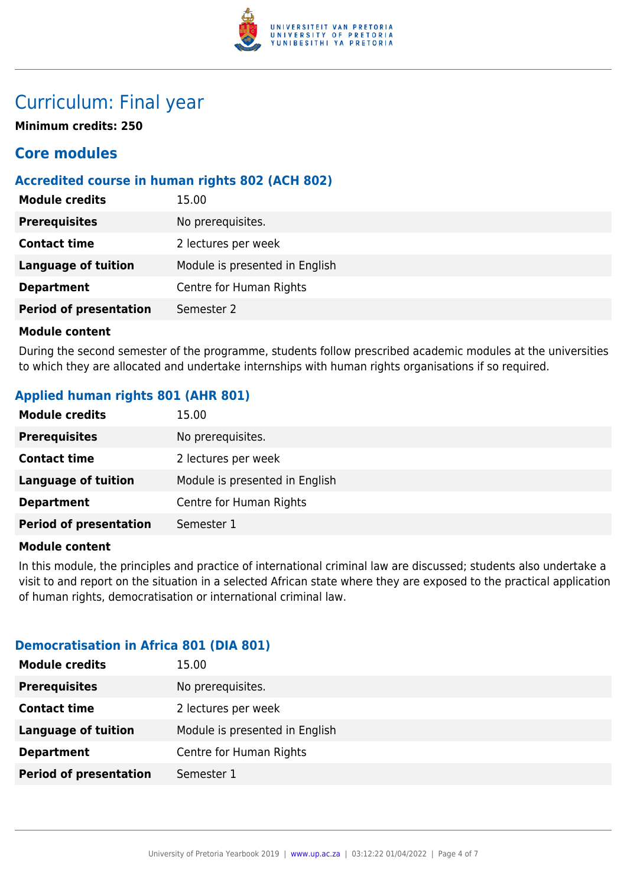# Curriculum: Final year

**Minimum credits: 250**

## Core modules

### Accredited course in human rights 802 (ACH 802)

| | |
|---|---|
| **Module credits** | 15.00 |
| **Prerequisites** | No prerequisites. |
| **Contact time** | 2 lectures per week |
| **Language of tuition** | Module is presented in English |
| **Department** | Centre for Human Rights |
| **Period of presentation** | Semester 2 |

**Module content**

During the second semester of the programme, students follow prescribed academic modules at the universities to which they are allocated and undertake internships with human rights organisations if so required.

### Applied human rights 801 (AHR 801)

| | |
|---|---|
| **Module credits** | 15.00 |
| **Prerequisites** | No prerequisites. |
| **Contact time** | 2 lectures per week |
| **Language of tuition** | Module is presented in English |
| **Department** | Centre for Human Rights |
| **Period of presentation** | Semester 1 |

**Module content**

In this module, the principles and practice of international criminal law are discussed; students also undertake a visit to and report on the situation in a selected African state where they are exposed to the practical application of human rights, democratisation or international criminal law.

### Democratisation in Africa 801 (DIA 801)

| | |
|---|---|
| **Module credits** | 15.00 |
| **Prerequisites** | No prerequisites. |
| **Contact time** | 2 lectures per week |
| **Language of tuition** | Module is presented in English |
| **Department** | Centre for Human Rights |
| **Period of presentation** | Semester 1 |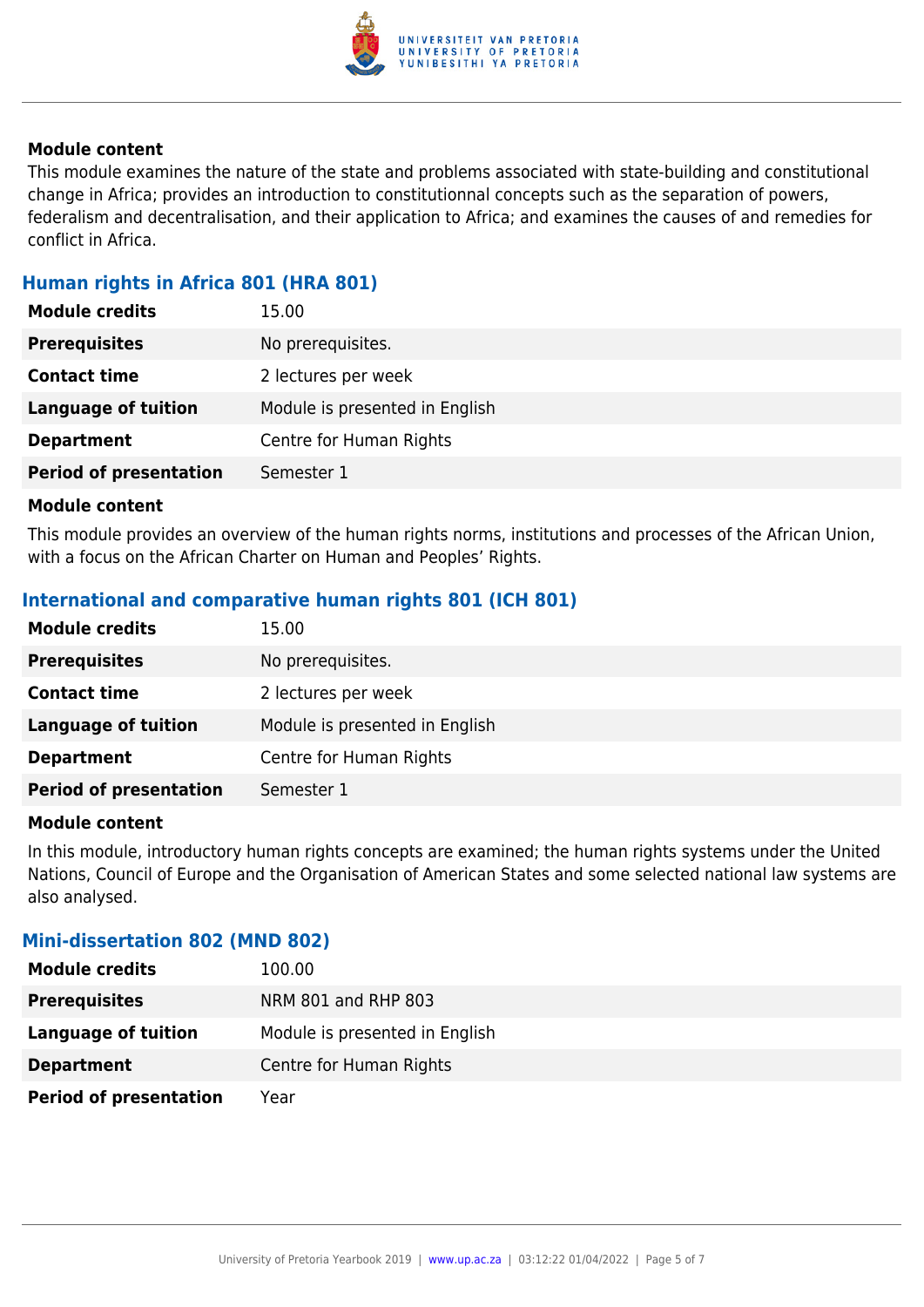**Module content**

This module examines the nature of the state and problems associated with state-building and constitutional change in Africa; provides an introduction to constitutionnal concepts such as the separation of powers, federalism and decentralisation, and their application to Africa; and examines the causes of and remedies for conflict in Africa.

### Human rights in Africa 801 (HRA 801)

| | |
|---|---|
| **Module credits** | 15.00 |
| **Prerequisites** | No prerequisites. |
| **Contact time** | 2 lectures per week |
| **Language of tuition** | Module is presented in English |
| **Department** | Centre for Human Rights |
| **Period of presentation** | Semester 1 |

**Module content**

This module provides an overview of the human rights norms, institutions and processes of the African Union, with a focus on the African Charter on Human and Peoples' Rights.

### International and comparative human rights 801 (ICH 801)

| | |
|---|---|
| **Module credits** | 15.00 |
| **Prerequisites** | No prerequisites. |
| **Contact time** | 2 lectures per week |
| **Language of tuition** | Module is presented in English |
| **Department** | Centre for Human Rights |
| **Period of presentation** | Semester 1 |

**Module content**

In this module, introductory human rights concepts are examined; the human rights systems under the United Nations, Council of Europe and the Organisation of American States and some selected national law systems are also analysed.

### Mini-dissertation 802 (MND 802)

| | |
|---|---|
| **Module credits** | 100.00 |
| **Prerequisites** | NRM 801 and RHP 803 |
| **Language of tuition** | Module is presented in English |
| **Department** | Centre for Human Rights |
| **Period of presentation** | Year |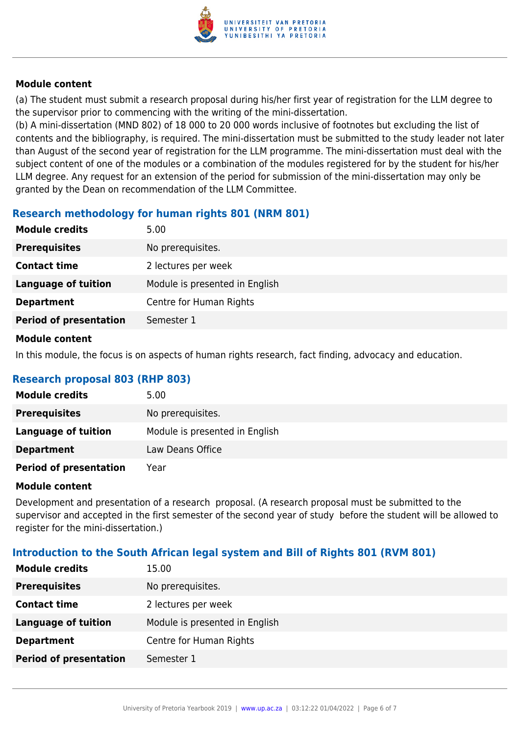#### Module content

(a) The student must submit a research proposal during his/her first year of registration for the LLM degree to the supervisor prior to commencing with the writing of the mini-dissertation.
(b) A mini-dissertation (MND 802) of 18 000 to 20 000 words inclusive of footnotes but excluding the list of contents and the bibliography, is required. The mini-dissertation must be submitted to the study leader not later than August of the second year of registration for the LLM programme. The mini-dissertation must deal with the subject content of one of the modules or a combination of the modules registered for by the student for his/her LLM degree. Any request for an extension of the period for submission of the mini-dissertation may only be granted by the Dean on recommendation of the LLM Committee.

### Research methodology for human rights 801 (NRM 801)

| | |
|---|---|
| **Module credits** | 5.00 |
| **Prerequisites** | No prerequisites. |
| **Contact time** | 2 lectures per week |
| **Language of tuition** | Module is presented in English |
| **Department** | Centre for Human Rights |
| **Period of presentation** | Semester 1 |

#### Module content

In this module, the focus is on aspects of human rights research, fact finding, advocacy and education.

### Research proposal 803 (RHP 803)

| | |
|---|---|
| **Module credits** | 5.00 |
| **Prerequisites** | No prerequisites. |
| **Language of tuition** | Module is presented in English |
| **Department** | Law Deans Office |
| **Period of presentation** | Year |

#### Module content

Development and presentation of a research proposal. (A research proposal must be submitted to the supervisor and accepted in the first semester of the second year of study before the student will be allowed to register for the mini-dissertation.)

### Introduction to the South African legal system and Bill of Rights 801 (RVM 801)

| | |
|---|---|
| **Module credits** | 15.00 |
| **Prerequisites** | No prerequisites. |
| **Contact time** | 2 lectures per week |
| **Language of tuition** | Module is presented in English |
| **Department** | Centre for Human Rights |
| **Period of presentation** | Semester 1 |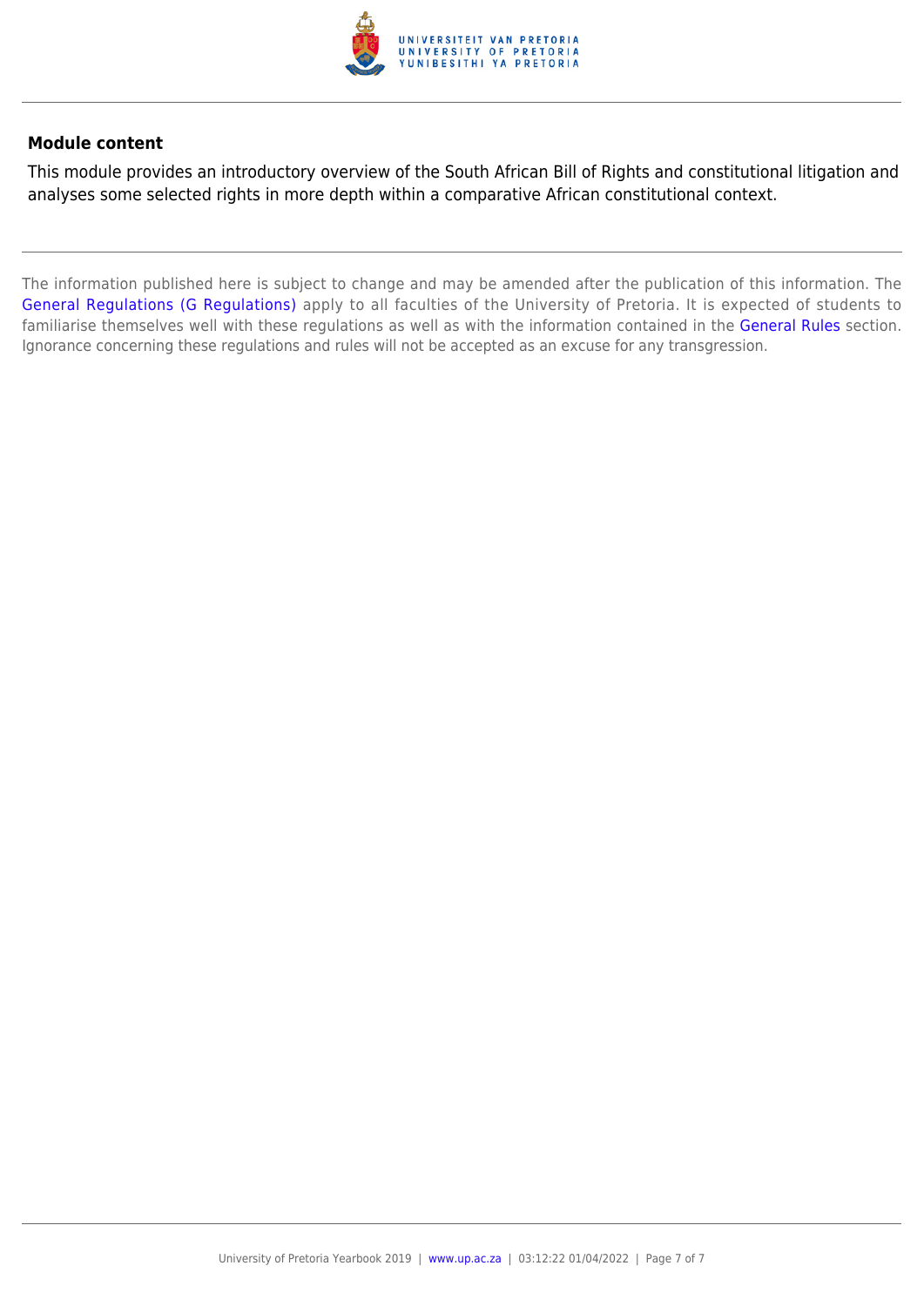**Module content**

This module provides an introductory overview of the South African Bill of Rights and constitutional litigation and analyses some selected rights in more depth within a comparative African constitutional context.

The information published here is subject to change and may be amended after the publication of this information. The General Regulations (G Regulations) apply to all faculties of the University of Pretoria. It is expected of students to familiarise themselves well with these regulations as well as with the information contained in the General Rules section. Ignorance concerning these regulations and rules will not be accepted as an excuse for any transgression.